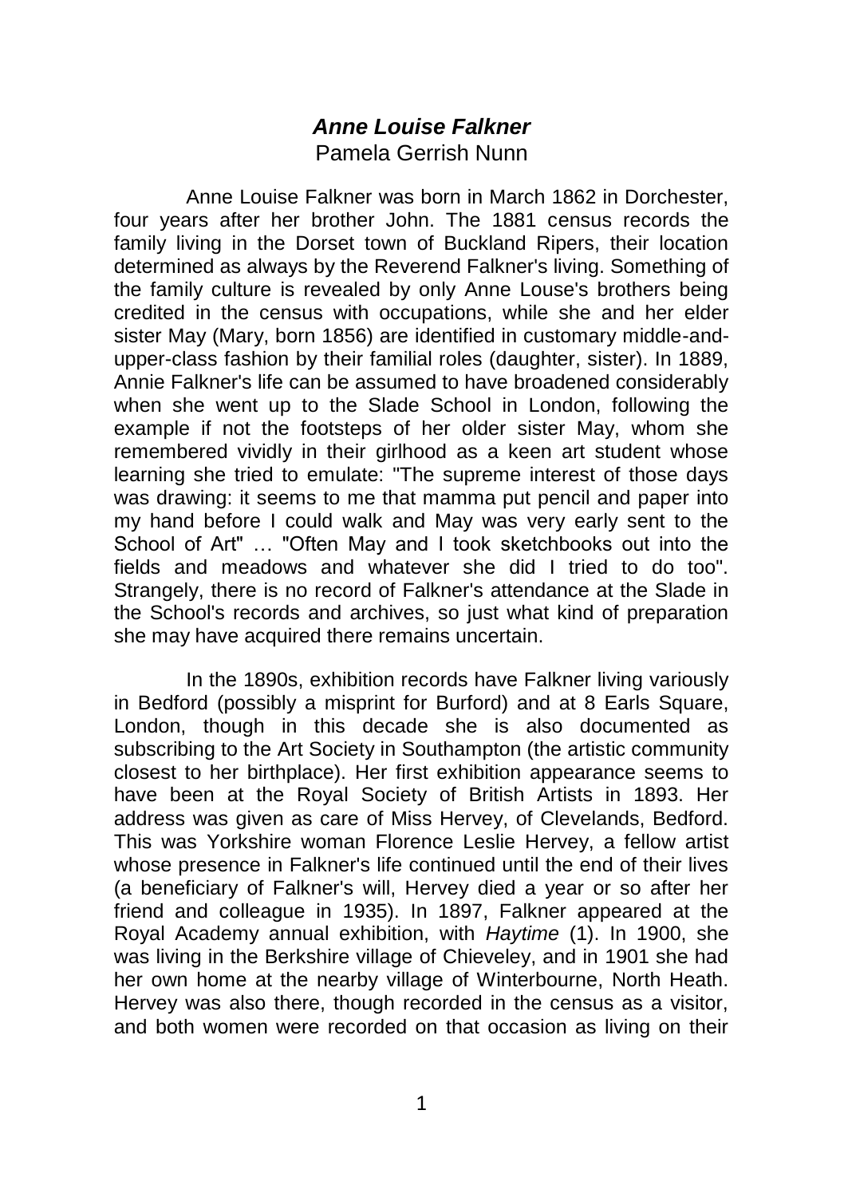# ***Anne Louise Falkner***

Pamela Gerrish Nunn

Anne Louise Falkner was born in March 1862 in Dorchester, four years after her brother John. The 1881 census records the family living in the Dorset town of Buckland Ripers, their location determined as always by the Reverend Falkner's living. Something of the family culture is revealed by only Anne Louse's brothers being credited in the census with occupations, while she and her elder sister May (Mary, born 1856) are identified in customary middle-and-upper-class fashion by their familial roles (daughter, sister). In 1889, Annie Falkner's life can be assumed to have broadened considerably when she went up to the Slade School in London, following the example if not the footsteps of her older sister May, whom she remembered vividly in their girlhood as a keen art student whose learning she tried to emulate: "The supreme interest of those days was drawing: it seems to me that mamma put pencil and paper into my hand before I could walk and May was very early sent to the School of Art" … "Often May and I took sketchbooks out into the fields and meadows and whatever she did I tried to do too". Strangely, there is no record of Falkner's attendance at the Slade in the School's records and archives, so just what kind of preparation she may have acquired there remains uncertain.

In the 1890s, exhibition records have Falkner living variously in Bedford (possibly a misprint for Burford) and at 8 Earls Square, London, though in this decade she is also documented as subscribing to the Art Society in Southampton (the artistic community closest to her birthplace). Her first exhibition appearance seems to have been at the Royal Society of British Artists in 1893. Her address was given as care of Miss Hervey, of Clevelands, Bedford. This was Yorkshire woman Florence Leslie Hervey, a fellow artist whose presence in Falkner's life continued until the end of their lives (a beneficiary of Falkner's will, Hervey died a year or so after her friend and colleague in 1935). In 1897, Falkner appeared at the Royal Academy annual exhibition, with *Haytime* (1). In 1900, she was living in the Berkshire village of Chieveley, and in 1901 she had her own home at the nearby village of Winterbourne, North Heath. Hervey was also there, though recorded in the census as a visitor, and both women were recorded on that occasion as living on their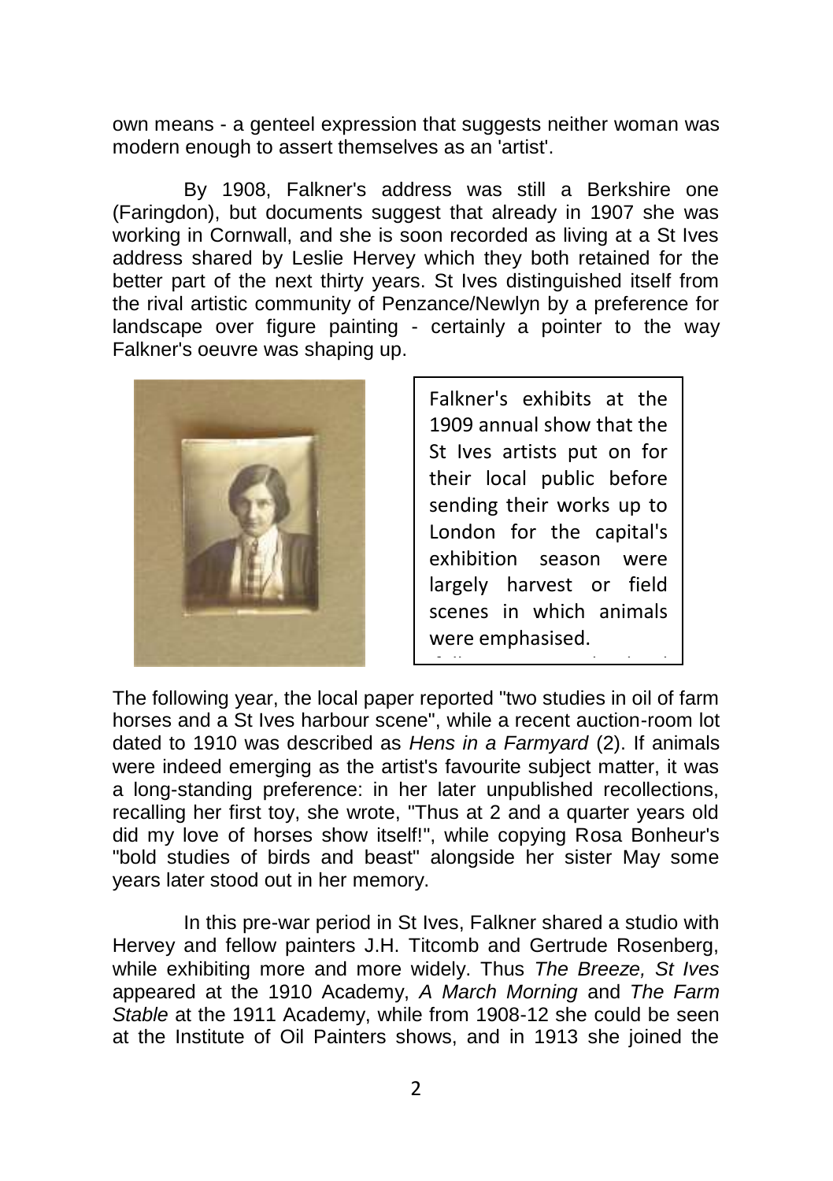own means - a genteel expression that suggests neither woman was modern enough to assert themselves as an 'artist'.

By 1908, Falkner's address was still a Berkshire one (Faringdon), but documents suggest that already in 1907 she was working in Cornwall, and she is soon recorded as living at a St Ives address shared by Leslie Hervey which they both retained for the better part of the next thirty years. St Ives distinguished itself from the rival artistic community of Penzance/Newlyn by a preference for landscape over figure painting - certainly a pointer to the way Falkner's oeuvre was shaping up.

Falkner's exhibits at the 1909 annual show that the St Ives artists put on for their local public before sending their works up to London for the capital's exhibition season were largely harvest or field scenes in which animals were emphasised.

The following year, the local paper reported "two studies in oil of farm horses and a St Ives harbour scene", while a recent auction-room lot dated to 1910 was described as *Hens in a Farmyard* (2). If animals were indeed emerging as the artist's favourite subject matter, it was a long-standing preference: in her later unpublished recollections, recalling her first toy, she wrote, "Thus at 2 and a quarter years old did my love of horses show itself!", while copying Rosa Bonheur's "bold studies of birds and beast" alongside her sister May some years later stood out in her memory.

In this pre-war period in St Ives, Falkner shared a studio with Hervey and fellow painters J.H. Titcomb and Gertrude Rosenberg, while exhibiting more and more widely. Thus *The Breeze, St Ives* appeared at the 1910 Academy, *A March Morning* and *The Farm Stable* at the 1911 Academy, while from 1908-12 she could be seen at the Institute of Oil Painters shows, and in 1913 she joined the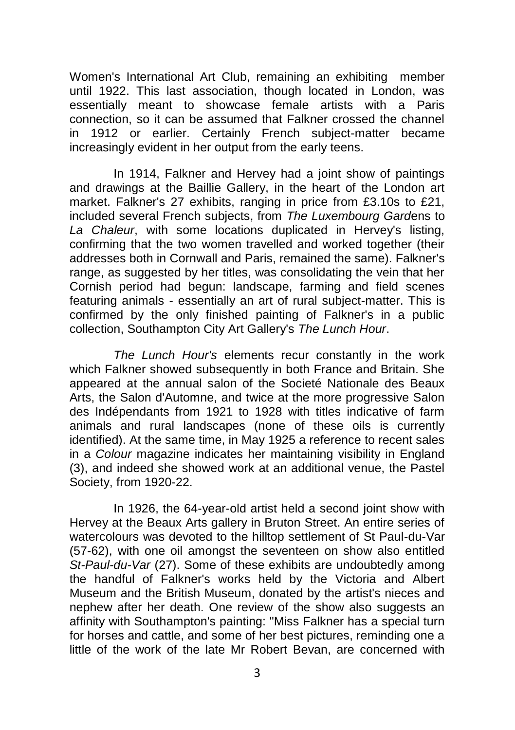Women's International Art Club, remaining an exhibiting member until 1922. This last association, though located in London, was essentially meant to showcase female artists with a Paris connection, so it can be assumed that Falkner crossed the channel in 1912 or earlier. Certainly French subject-matter became increasingly evident in her output from the early teens.

In 1914, Falkner and Hervey had a joint show of paintings and drawings at the Baillie Gallery, in the heart of the London art market. Falkner's 27 exhibits, ranging in price from £3.10s to £21, included several French subjects, from *The Luxembourg Gard*ens to *La Chaleur*, with some locations duplicated in Hervey's listing, confirming that the two women travelled and worked together (their addresses both in Cornwall and Paris, remained the same). Falkner's range, as suggested by her titles, was consolidating the vein that her Cornish period had begun: landscape, farming and field scenes featuring animals - essentially an art of rural subject-matter. This is confirmed by the only finished painting of Falkner's in a public collection, Southampton City Art Gallery's *The Lunch Hour*.

*The Lunch Hour's* elements recur constantly in the work which Falkner showed subsequently in both France and Britain. She appeared at the annual salon of the Societé Nationale des Beaux Arts, the Salon d'Automne, and twice at the more progressive Salon des Indépendants from 1921 to 1928 with titles indicative of farm animals and rural landscapes (none of these oils is currently identified). At the same time, in May 1925 a reference to recent sales in a *Colour* magazine indicates her maintaining visibility in England (3), and indeed she showed work at an additional venue, the Pastel Society, from 1920-22.

In 1926, the 64-year-old artist held a second joint show with Hervey at the Beaux Arts gallery in Bruton Street. An entire series of watercolours was devoted to the hilltop settlement of St Paul-du-Var (57-62), with one oil amongst the seventeen on show also entitled *St-Paul-du-Var* (27). Some of these exhibits are undoubtedly among the handful of Falkner's works held by the Victoria and Albert Museum and the British Museum, donated by the artist's nieces and nephew after her death. One review of the show also suggests an affinity with Southampton's painting: "Miss Falkner has a special turn for horses and cattle, and some of her best pictures, reminding one a little of the work of the late Mr Robert Bevan, are concerned with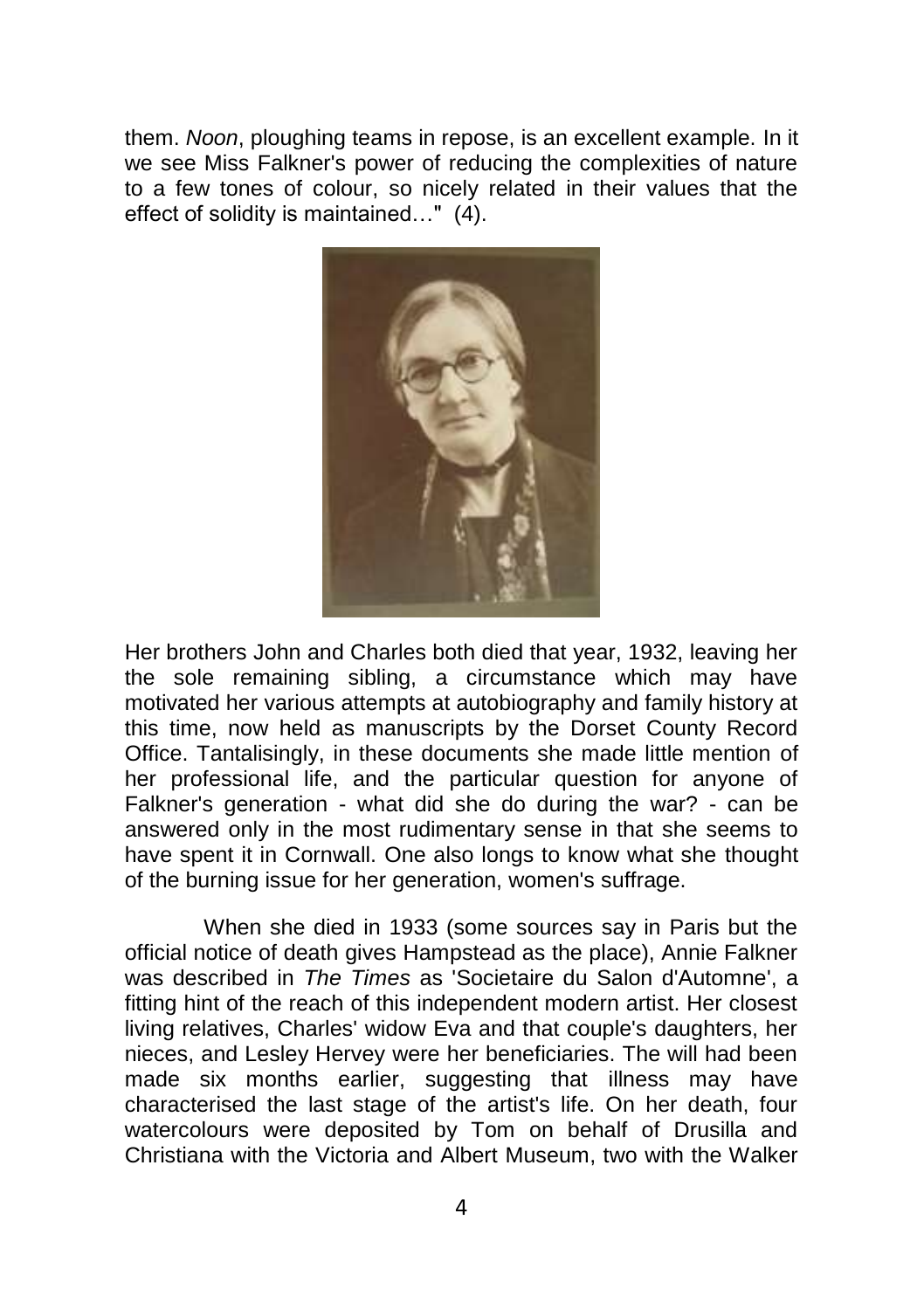them. *Noon*, ploughing teams in repose, is an excellent example. In it we see Miss Falkner's power of reducing the complexities of nature to a few tones of colour, so nicely related in their values that the effect of solidity is maintained…" (4).

Her brothers John and Charles both died that year, 1932, leaving her the sole remaining sibling, a circumstance which may have motivated her various attempts at autobiography and family history at this time, now held as manuscripts by the Dorset County Record Office. Tantalisingly, in these documents she made little mention of her professional life, and the particular question for anyone of Falkner's generation - what did she do during the war? - can be answered only in the most rudimentary sense in that she seems to have spent it in Cornwall. One also longs to know what she thought of the burning issue for her generation, women's suffrage.

When she died in 1933 (some sources say in Paris but the official notice of death gives Hampstead as the place), Annie Falkner was described in *The Times* as 'Societaire du Salon d'Automne', a fitting hint of the reach of this independent modern artist. Her closest living relatives, Charles' widow Eva and that couple's daughters, her nieces, and Lesley Hervey were her beneficiaries. The will had been made six months earlier, suggesting that illness may have characterised the last stage of the artist's life. On her death, four watercolours were deposited by Tom on behalf of Drusilla and Christiana with the Victoria and Albert Museum, two with the Walker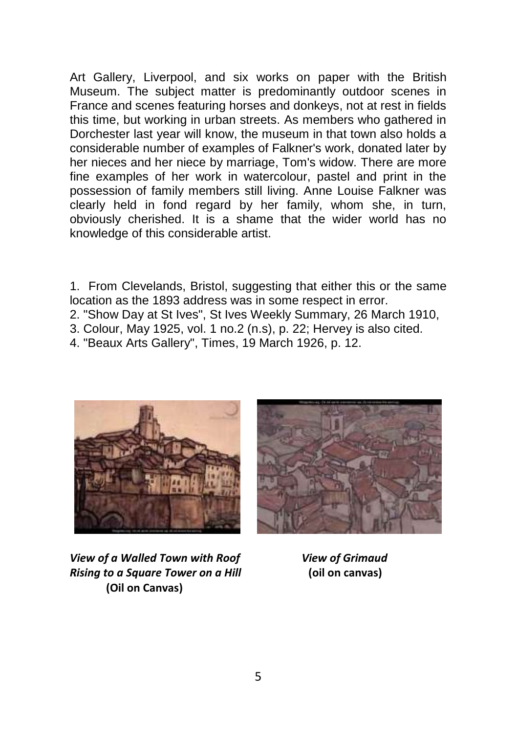Art Gallery, Liverpool, and six works on paper with the British Museum. The subject matter is predominantly outdoor scenes in France and scenes featuring horses and donkeys, not at rest in fields this time, but working in urban streets. As members who gathered in Dorchester last year will know, the museum in that town also holds a considerable number of examples of Falkner's work, donated later by her nieces and her niece by marriage, Tom's widow. There are more fine examples of her work in watercolour, pastel and print in the possession of family members still living. Anne Louise Falkner was clearly held in fond regard by her family, whom she, in turn, obviously cherished. It is a shame that the wider world has no knowledge of this considerable artist.

1. From Clevelands, Bristol, suggesting that either this or the same location as the 1893 address was in some respect in error.
2. "Show Day at St Ives", St Ives Weekly Summary, 26 March 1910,
3. Colour, May 1925, vol. 1 no.2 (n.s), p. 22; Hervey is also cited.
4. "Beaux Arts Gallery", Times, 19 March 1926, p. 12.

***View of a Walled Town with Roof Rising to a Square Tower on a Hill***
**(Oil on Canvas)**

***View of Grimaud***
**(oil on canvas)**